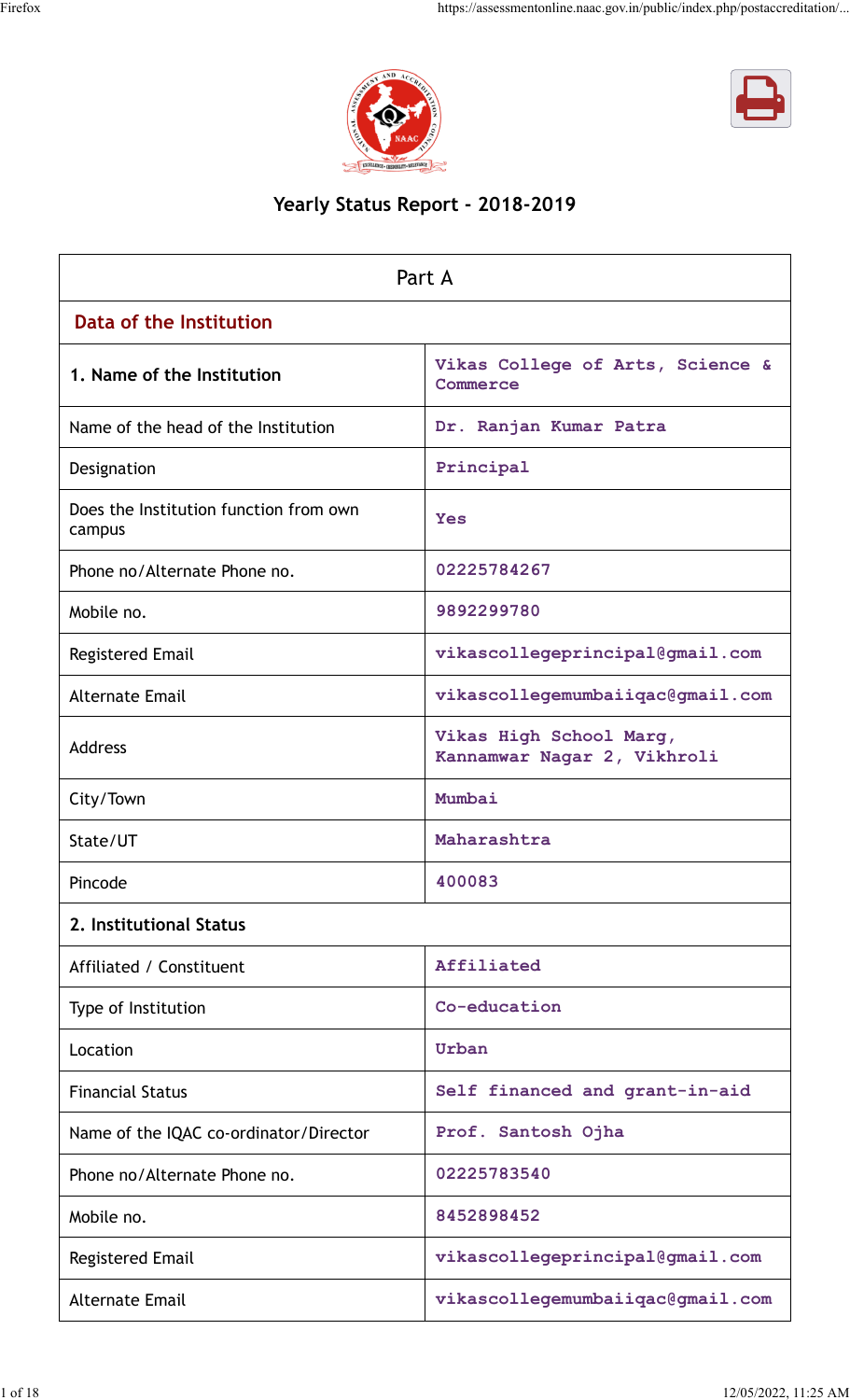# Yearly Status Report - 2018-2019

| Part A | |
|---|---|
| **Data of the Institution** | |
| **1. Name of the Institution** | Vikas College of Arts, Science & Commerce |
| Name of the head of the Institution | Dr. Ranjan Kumar Patra |
| Designation | Principal |
| Does the Institution function from own campus | Yes |
| Phone no/Alternate Phone no. | 02225784267 |
| Mobile no. | 9892299780 |
| Registered Email | vikascollegeprincipal@gmail.com |
| Alternate Email | vikascollegemumbaiiqac@gmail.com |
| Address | Vikas High School Marg, Kannamwar Nagar 2, Vikhroli |
| City/Town | Mumbai |
| State/UT | Maharashtra |
| Pincode | 400083 |
| **2. Institutional Status** | |
| Affiliated / Constituent | Affiliated |
| Type of Institution | Co-education |
| Location | Urban |
| Financial Status | Self financed and grant-in-aid |
| Name of the IQAC co-ordinator/Director | Prof. Santosh Ojha |
| Phone no/Alternate Phone no. | 02225783540 |
| Mobile no. | 8452898452 |
| Registered Email | vikascollegeprincipal@gmail.com |
| Alternate Email | vikascollegemumbaiiqac@gmail.com |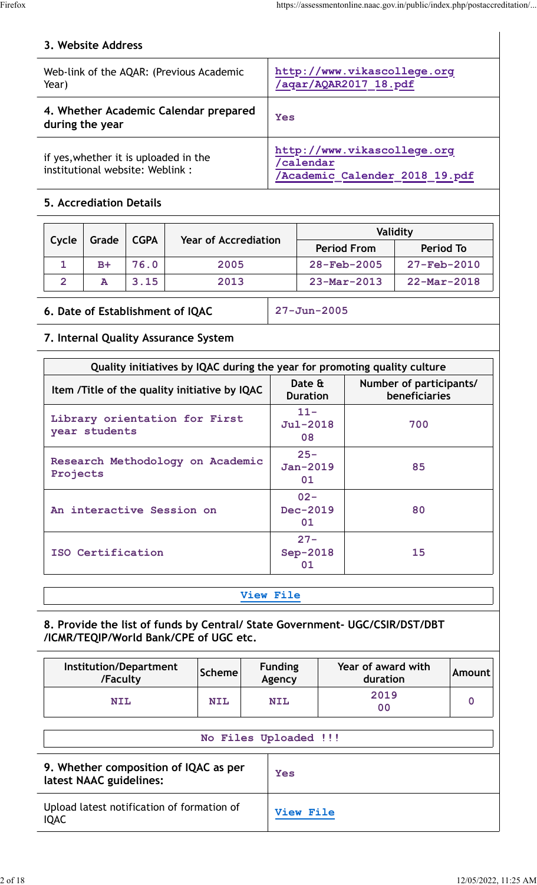### 3. Website Address

| | |
|---|---|
| Web-link of the AQAR: (Previous Academic Year) | http://www.vikascollege.org/aqar/AQAR2017_18.pdf |
| **4. Whether Academic Calendar prepared during the year** | Yes |
| if yes,whether it is uploaded in the institutional website: Weblink : | http://www.vikascollege.org/calendar/Academic_Calender_2018_19.pdf |

### 5. Accrediation Details

| Cycle | Grade | CGPA | Year of Accrediation | Validity | |
|---|---|---|---|---|---|
| | | | | Period From | Period To |
| 1 | B+ | 76.0 | 2005 | 28-Feb-2005 | 27-Feb-2010 |
| 2 | A | 3.15 | 2013 | 23-Mar-2013 | 22-Mar-2018 |

| | |
|---|---|
| **6. Date of Establishment of IQAC** | 27-Jun-2005 |

### 7. Internal Quality Assurance System

| Quality initiatives by IQAC during the year for promoting quality culture | | |
|---|---|---|
| Item /Title of the quality initiative by IQAC | Date & Duration | Number of participants/ beneficiaries |
| Library orientation for First year students | 11-Jul-2018 08 | 700 |
| Research Methodology on Academic Projects | 25-Jan-2019 01 | 85 |
| An interactive Session on | 02-Dec-2019 01 | 80 |
| ISO Certification | 27-Sep-2018 01 | 15 |

View File

### 8. Provide the list of funds by Central/ State Government- UGC/CSIR/DST/DBT /ICMR/TEQIP/World Bank/CPE of UGC etc.

| Institution/Department /Faculty | Scheme | Funding Agency | Year of award with duration | Amount |
|---|---|---|---|---|
| NIL | NIL | NIL | 2019 00 | 0 |

No Files Uploaded !!!

| | |
|---|---|
| **9. Whether composition of IQAC as per latest NAAC guidelines:** | Yes |
| Upload latest notification of formation of IQAC | View File |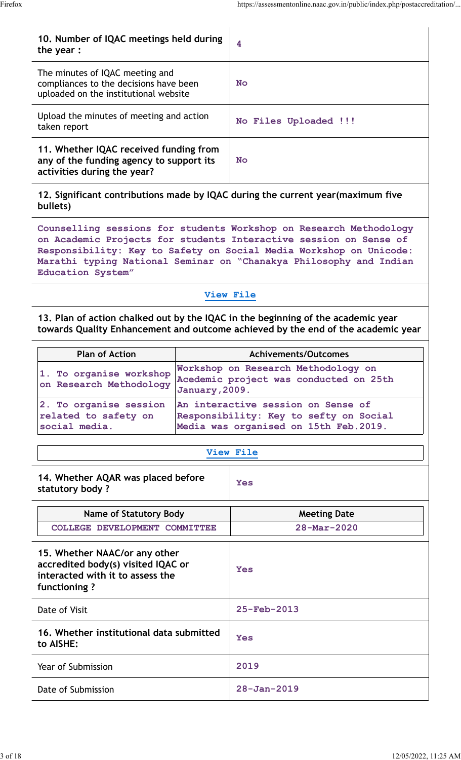| | |
|---|---|
| **10. Number of IQAC meetings held during the year :** | 4 |
| The minutes of IQAC meeting and compliances to the decisions have been uploaded on the institutional website | No |
| Upload the minutes of meeting and action taken report | No Files Uploaded !!! |
| **11. Whether IQAC received funding from any of the funding agency to support its activities during the year?** | No |

**12. Significant contributions made by IQAC during the current year(maximum five bullets)**

Counselling sessions for students Workshop on Research Methodology on Academic Projects for students Interactive session on Sense of Responsibility: Key to Safety on Social Media Workshop on Unicode: Marathi typing National Seminar on "Chanakya Philosophy and Indian Education System"

View File

**13. Plan of action chalked out by the IQAC in the beginning of the academic year towards Quality Enhancement and outcome achieved by the end of the academic year**

| Plan of Action | Achivements/Outcomes |
|---|---|
| 1. To organise workshop on Research Methodology | Workshop on Research Methodology on Acedemic project was conducted on 25th January,2009. |
| 2. To organise session related to safety on social media. | An interactive session on Sense of Responsibility: Key to sefty on Social Media was organised on 15th Feb.2019. |

View File

| | |
|---|---|
| **14. Whether AQAR was placed before statutory body ?** | Yes |

| Name of Statutory Body | Meeting Date |
|---|---|
| COLLEGE DEVELOPMENT COMMITTEE | 28-Mar-2020 |

| | |
|---|---|
| **15. Whether NAAC/or any other accredited body(s) visited IQAC or interacted with it to assess the functioning ?** | Yes |
| Date of Visit | 25-Feb-2013 |
| **16. Whether institutional data submitted to AISHE:** | Yes |
| Year of Submission | 2019 |
| Date of Submission | 28-Jan-2019 |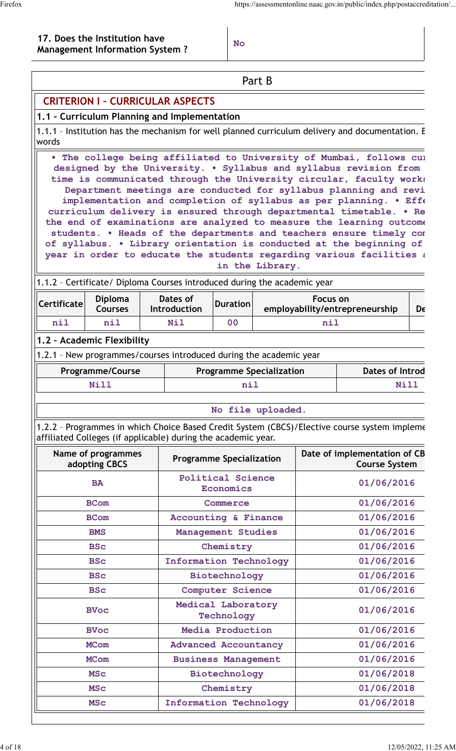| 17. Does the Institution have Management Information System ? | No |
|---|---|

## Part B

### CRITERION I – CURRICULAR ASPECTS

#### 1.1 – Curriculum Planning and Implementation

1.1.1 – Institution has the mechanism for well planned curriculum delivery and documentation. E words

• The college being affiliated to University of Mumbai, follows cu designed by the University. • Syllabus and syllabus revision from time is communicated through the University circular, faculty work Department meetings are conducted for syllabus planning and revi implementation and completion of syllabus as per planning. • Eff curriculum delivery is ensured through departmental timetable. • Re the end of examinations are analyzed to measure the learning outcome students. • Heads of the departments and teachers ensure timely co of syllabus. • Library orientation is conducted at the beginning of year in order to educate the students regarding various facilities in the Library.

1.1.2 – Certificate/ Diploma Courses introduced during the academic year

| Certificate | Diploma Courses | Dates of Introduction | Duration | Focus on employability/entrepreneurship | De |
|---|---|---|---|---|---|
| nil | nil | Nil | 00 | nil | |

#### 1.2 – Academic Flexibility

1.2.1 – New programmes/courses introduced during the academic year

| Programme/Course | Programme Specialization | Dates of Introd |
|---|---|---|
| Nill | nil | Nill |

No file uploaded.

1.2.2 – Programmes in which Choice Based Credit System (CBCS)/Elective course system impleme affiliated Colleges (if applicable) during the academic year.

| Name of programmes adopting CBCS | Programme Specialization | Date of implementation of CB Course System |
|---|---|---|
| BA | Political Science Economics | 01/06/2016 |
| BCom | Commerce | 01/06/2016 |
| BCom | Accounting & Finance | 01/06/2016 |
| BMS | Management Studies | 01/06/2016 |
| BSc | Chemistry | 01/06/2016 |
| BSc | Information Technology | 01/06/2016 |
| BSc | Biotechnology | 01/06/2016 |
| BSc | Computer Science | 01/06/2016 |
| BVoc | Medical Laboratory Technology | 01/06/2016 |
| BVoc | Media Production | 01/06/2016 |
| MCom | Advanced Accountancy | 01/06/2016 |
| MCom | Business Management | 01/06/2016 |
| MSc | Biotechnology | 01/06/2018 |
| MSc | Chemistry | 01/06/2018 |
| MSc | Information Technology | 01/06/2018 |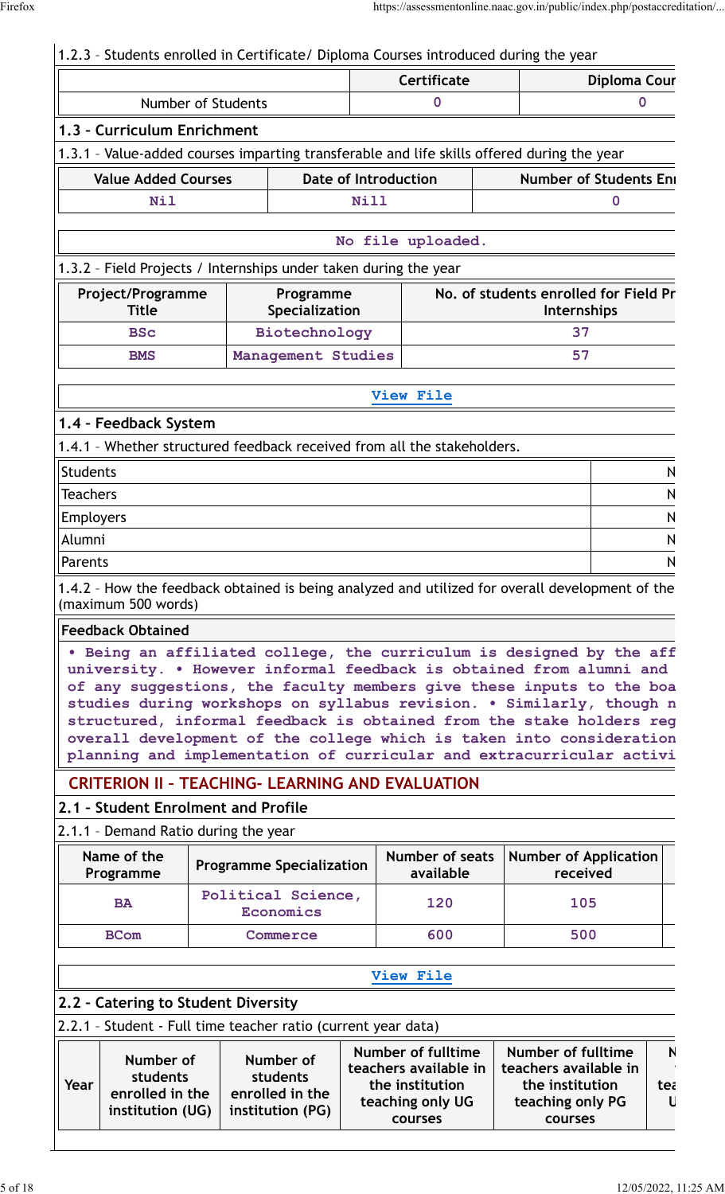1.2.3 – Students enrolled in Certificate/ Diploma Courses introduced during the year

| | Certificate | Diploma Cour |
|---|---|---|
| Number of Students | 0 | 0 |

### 1.3 – Curriculum Enrichment

1.3.1 – Value-added courses imparting transferable and life skills offered during the year

| Value Added Courses | Date of Introduction | Number of Students Enı |
|---|---|---|
| Nil | Nill | 0 |

No file uploaded.

1.3.2 – Field Projects / Internships under taken during the year

| Project/Programme Title | Programme Specialization | No. of students enrolled for Field Pr Internships |
|---|---|---|
| BSc | Biotechnology | 37 |
| BMS | Management Studies | 57 |

View File

### 1.4 – Feedback System

1.4.1 – Whether structured feedback received from all the stakeholders.

| | |
|---|---|
| Students | N |
| Teachers | N |
| Employers | N |
| Alumni | N |
| Parents | N |

1.4.2 – How the feedback obtained is being analyzed and utilized for overall development of the (maximum 500 words)

**Feedback Obtained**

• Being an affiliated college, the curriculum is designed by the aff university. • However informal feedback is obtained from alumni and of any suggestions, the faculty members give these inputs to the boa studies during workshops on syllabus revision. • Similarly, though n structured, informal feedback is obtained from the stake holders reg overall development of the college which is taken into consideration planning and implementation of curricular and extracurricular activi

## CRITERION II – TEACHING- LEARNING AND EVALUATION

### 2.1 – Student Enrolment and Profile

2.1.1 – Demand Ratio during the year

| Name of the Programme | Programme Specialization | Number of seats available | Number of Application received |
|---|---|---|---|
| BA | Political Science, Economics | 120 | 105 |
| BCom | Commerce | 600 | 500 |

View File

### 2.2 – Catering to Student Diversity

2.2.1 – Student - Full time teacher ratio (current year data)

| Year | Number of students enrolled in the institution (UG) | Number of students enrolled in the institution (PG) | Number of fulltime teachers available in the institution teaching only UG courses | Number of fulltime teachers available in the institution teaching only PG courses | N tea U |
|---|---|---|---|---|---|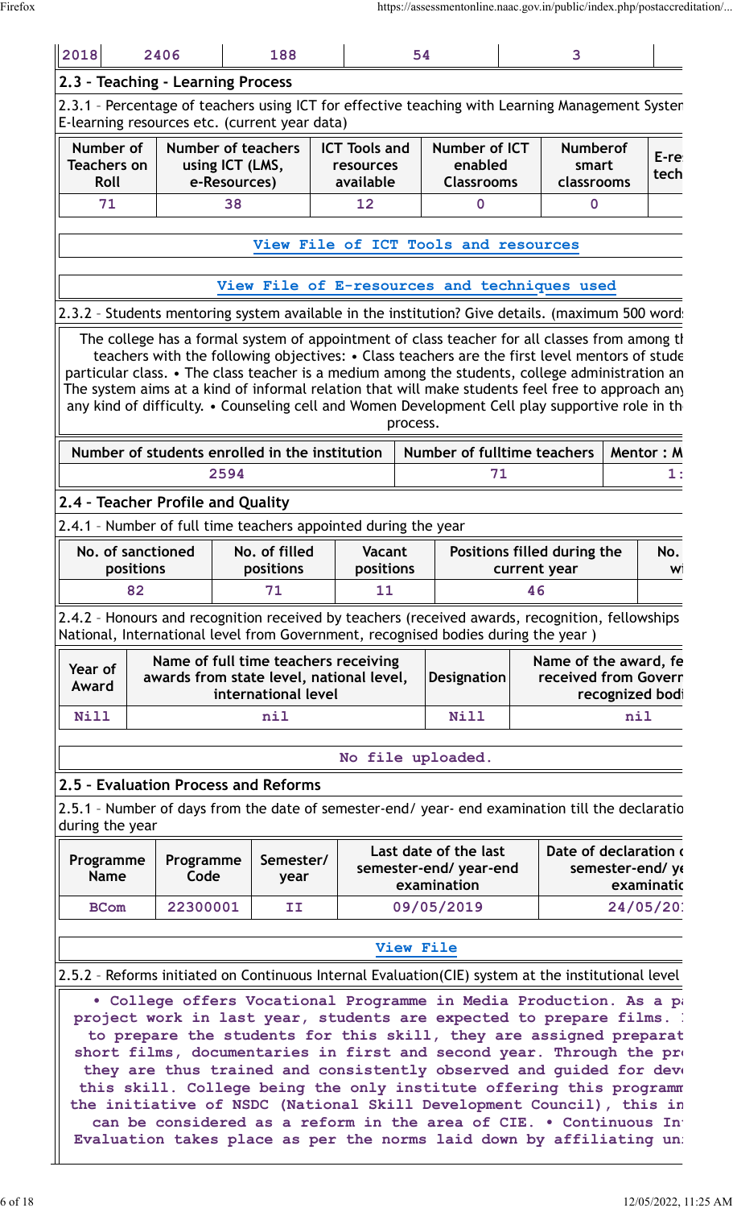| 2018 | 2406 | 188 | 54 | 3 | |
|---|---|---|---|---|---|

## 2.3 - Teaching - Learning Process

2.3.1 – Percentage of teachers using ICT for effective teaching with Learning Management Systen E-learning resources etc. (current year data)

| Number of Teachers on Roll | Number of teachers using ICT (LMS, e-Resources) | ICT Tools and resources available | Number of ICT enabled Classrooms | Numberof smart classrooms | E-re tech |
|---|---|---|---|---|---|
| 71 | 38 | 12 | 0 | 0 | |

View File of ICT Tools and resources

View File of E-resources and techniques used

2.3.2 – Students mentoring system available in the institution? Give details. (maximum 500 word

The college has a formal system of appointment of class teacher for all classes from among tl teachers with the following objectives: • Class teachers are the first level mentors of stude particular class. • The class teacher is a medium among the students, college administration an The system aims at a kind of informal relation that will make students feel free to approach any any kind of difficulty. • Counseling cell and Women Development Cell play supportive role in th process.

| Number of students enrolled in the institution | Number of fulltime teachers | Mentor : M |
|---|---|---|
| 2594 | 71 | 1: |

## 2.4 - Teacher Profile and Quality

2.4.1 – Number of full time teachers appointed during the year

| No. of sanctioned positions | No. of filled positions | Vacant positions | Positions filled during the current year | No. w |
|---|---|---|---|---|
| 82 | 71 | 11 | 46 | |

2.4.2 – Honours and recognition received by teachers (received awards, recognition, fellowships National, International level from Government, recognised bodies during the year )

| Year of Award | Name of full time teachers receiving awards from state level, national level, international level | Designation | Name of the award, fe received from Goverr recognized bodi |
|---|---|---|---|
| Nill | nil | Nill | nil |

No file uploaded.

## 2.5 - Evaluation Process and Reforms

2.5.1 – Number of days from the date of semester-end/ year- end examination till the declaratio during the year

| Programme Name | Programme Code | Semester/ year | Last date of the last semester-end/ year-end examination | Date of declaration c semester-end/ ye examinatic |
|---|---|---|---|---|
| BCom | 22300001 | II | 09/05/2019 | 24/05/20 |

View File

2.5.2 – Reforms initiated on Continuous Internal Evaluation(CIE) system at the institutional level

• College offers Vocational Programme in Media Production. As a pa project work in last year, students are expected to prepare films. to prepare the students for this skill, they are assigned preparat short films, documentaries in first and second year. Through the pr they are thus trained and consistently observed and guided for dev this skill. College being the only institute offering this programm the initiative of NSDC (National Skill Development Council), this in can be considered as a reform in the area of CIE. • Continuous In Evaluation takes place as per the norms laid down by affiliating un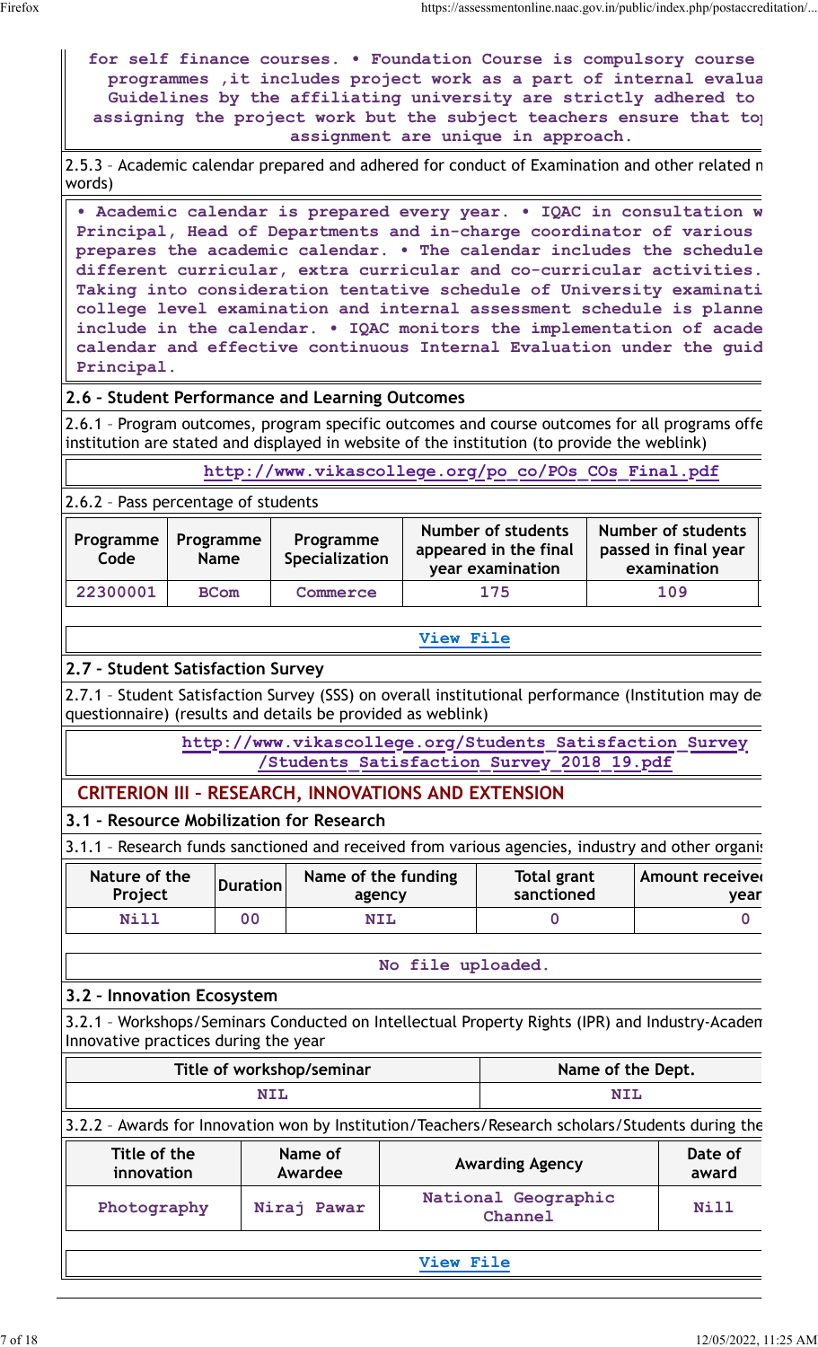for self finance courses. • Foundation Course is compulsory course programmes ,it includes project work as a part of internal evalua Guidelines by the affiliating university are strictly adhered to assigning the project work but the subject teachers ensure that to assignment are unique in approach.

2.5.3 – Academic calendar prepared and adhered for conduct of Examination and other related n words)

• Academic calendar is prepared every year. • IQAC in consultation w Principal, Head of Departments and in-charge coordinator of various prepares the academic calendar. • The calendar includes the schedule different curricular, extra curricular and co-curricular activities. Taking into consideration tentative schedule of University examinati college level examination and internal assessment schedule is planne include in the calendar. • IQAC monitors the implementation of acade calendar and effective continuous Internal Evaluation under the guid Principal.

## 2.6 – Student Performance and Learning Outcomes

2.6.1 – Program outcomes, program specific outcomes and course outcomes for all programs offe institution are stated and displayed in website of the institution (to provide the weblink)

http://www.vikascollege.org/po_co/POs_COs_Final.pdf

2.6.2 – Pass percentage of students

| Programme Code | Programme Name | Programme Specialization | Number of students appeared in the final year examination | Number of students passed in final year examination |
|---|---|---|---|---|
| 22300001 | BCom | Commerce | 175 | 109 |

View File

## 2.7 – Student Satisfaction Survey

2.7.1 – Student Satisfaction Survey (SSS) on overall institutional performance (Institution may de questionnaire) (results and details be provided as weblink)

http://www.vikascollege.org/Students_Satisfaction_Survey/Students_Satisfaction_Survey_2018_19.pdf

# CRITERION III – RESEARCH, INNOVATIONS AND EXTENSION

## 3.1 – Resource Mobilization for Research

3.1.1 – Research funds sanctioned and received from various agencies, industry and other organi

| Nature of the Project | Duration | Name of the funding agency | Total grant sanctioned | Amount receive year |
|---|---|---|---|---|
| Nill | 00 | NIL | 0 | 0 |

No file uploaded.

## 3.2 – Innovation Ecosystem

3.2.1 – Workshops/Seminars Conducted on Intellectual Property Rights (IPR) and Industry-Academ Innovative practices during the year

| Title of workshop/seminar | Name of the Dept. |
|---|---|
| NIL | NIL |

3.2.2 – Awards for Innovation won by Institution/Teachers/Research scholars/Students during the

| Title of the innovation | Name of Awardee | Awarding Agency | Date of award |
|---|---|---|---|
| Photography | Niraj Pawar | National Geographic Channel | Nill |

View File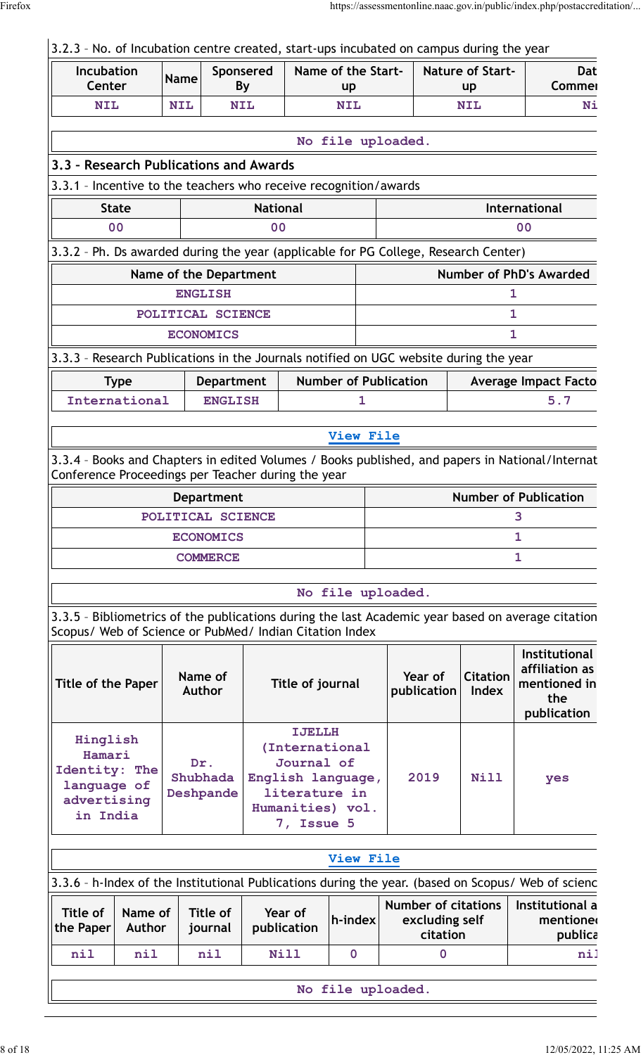3.2.3 – No. of Incubation centre created, start-ups incubated on campus during the year

| Incubation Center | Name | Sponsered By | Name of the Start-up | Nature of Start-up | Dat Commer |
|---|---|---|---|---|---|
| NIL | NIL | NIL | NIL | NIL | Ni |

No file uploaded.

## 3.3 – Research Publications and Awards

3.3.1 – Incentive to the teachers who receive recognition/awards

| State | National | International |
|---|---|---|
| 00 | 00 | 00 |

3.3.2 – Ph. Ds awarded during the year (applicable for PG College, Research Center)

| Name of the Department | Number of PhD's Awarded |
|---|---|
| ENGLISH | 1 |
| POLITICAL SCIENCE | 1 |
| ECONOMICS | 1 |

3.3.3 – Research Publications in the Journals notified on UGC website during the year

| Type | Department | Number of Publication | Average Impact Facto |
|---|---|---|---|
| International | ENGLISH | 1 | 5.7 |

View File

3.3.4 – Books and Chapters in edited Volumes / Books published, and papers in National/Internat Conference Proceedings per Teacher during the year

| Department | Number of Publication |
|---|---|
| POLITICAL SCIENCE | 3 |
| ECONOMICS | 1 |
| COMMERCE | 1 |

No file uploaded.

3.3.5 – Bibliometrics of the publications during the last Academic year based on average citation Scopus/ Web of Science or PubMed/ Indian Citation Index

| Title of the Paper | Name of Author | Title of journal | Year of publication | Citation Index | Institutional affiliation as mentioned in the publication |
|---|---|---|---|---|---|
| Hinglish Hamari Identity: The language of advertising in India | Dr. Shubhada Deshpande | IJELLH (International Journal of English language, literature in Humanities) vol. 7, Issue 5 | 2019 | Nill | yes |

View File

3.3.6 – h-Index of the Institutional Publications during the year. (based on Scopus/ Web of scienc

| Title of the Paper | Name of Author | Title of journal | Year of publication | h-index | Number of citations excluding self citation | Institutional a mentione publica |
|---|---|---|---|---|---|---|
| nil | nil | nil | Nill | 0 | 0 | nil |

No file uploaded.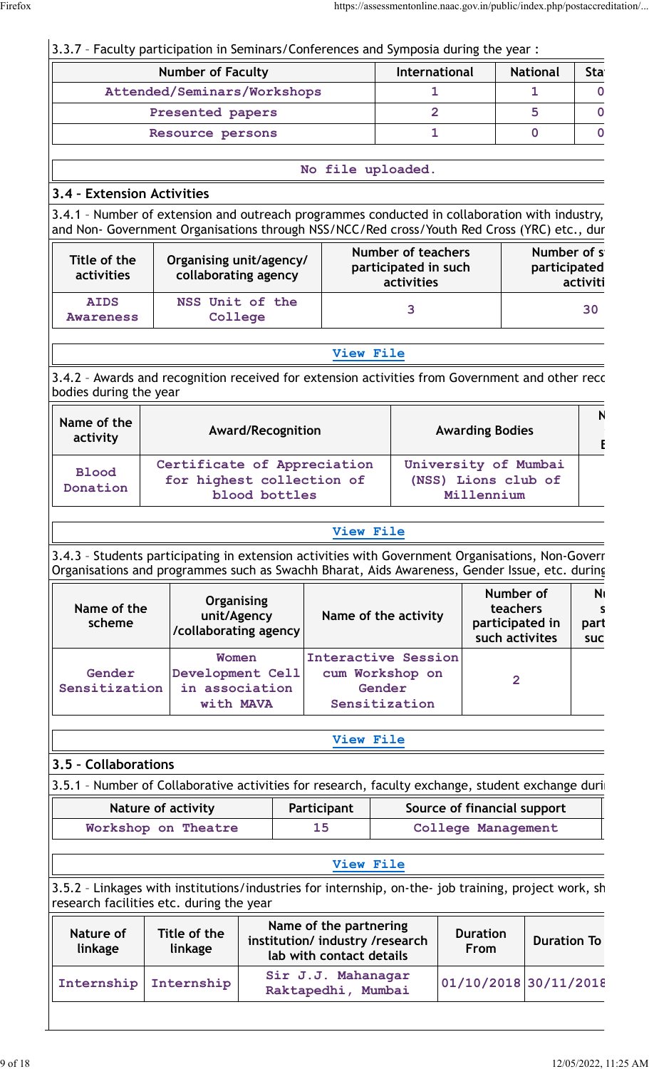3.3.7 – Faculty participation in Seminars/Conferences and Symposia during the year :

| Number of Faculty | International | National | Sta |
|---|---|---|---|
| Attended/Seminars/Workshops | 1 | 1 | 0 |
| Presented papers | 2 | 5 | 0 |
| Resource persons | 1 | 0 | 0 |

No file uploaded.

### 3.4 – Extension Activities

3.4.1 – Number of extension and outreach programmes conducted in collaboration with industry, and Non- Government Organisations through NSS/NCC/Red cross/Youth Red Cross (YRC) etc., dur

| Title of the activities | Organising unit/agency/ collaborating agency | Number of teachers participated in such activities | Number of s participated activiti |
|---|---|---|---|
| AIDS Awareness | NSS Unit of the College | 3 | 30 |

View File

3.4.2 – Awards and recognition received for extension activities from Government and other reco bodies during the year

| Name of the activity | Award/Recognition | Awarding Bodies | N E |
|---|---|---|---|
| Blood Donation | Certificate of Appreciation for highest collection of blood bottles | University of Mumbai (NSS) Lions club of Millennium | |

View File

3.4.3 – Students participating in extension activities with Government Organisations, Non-Govern Organisations and programmes such as Swachh Bharat, Aids Awareness, Gender Issue, etc. during

| Name of the scheme | Organising unit/Agency /collaborating agency | Name of the activity | Number of teachers participated in such activites | N s part suc |
|---|---|---|---|---|
| Gender Sensitization | Women Development Cell in association with MAVA | Interactive Session cum Workshop on Gender Sensitization | 2 | |

View File

### 3.5 – Collaborations

3.5.1 – Number of Collaborative activities for research, faculty exchange, student exchange duri

| Nature of activity | Participant | Source of financial support |
|---|---|---|
| Workshop on Theatre | 15 | College Management |

View File

3.5.2 – Linkages with institutions/industries for internship, on-the- job training, project work, sh research facilities etc. during the year

| Nature of linkage | Title of the linkage | Name of the partnering institution/ industry /research lab with contact details | Duration From | Duration To |
|---|---|---|---|---|
| Internship | Internship | Sir J.J. Mahanagar Raktapedhi, Mumbai | 01/10/2018 | 30/11/2018 |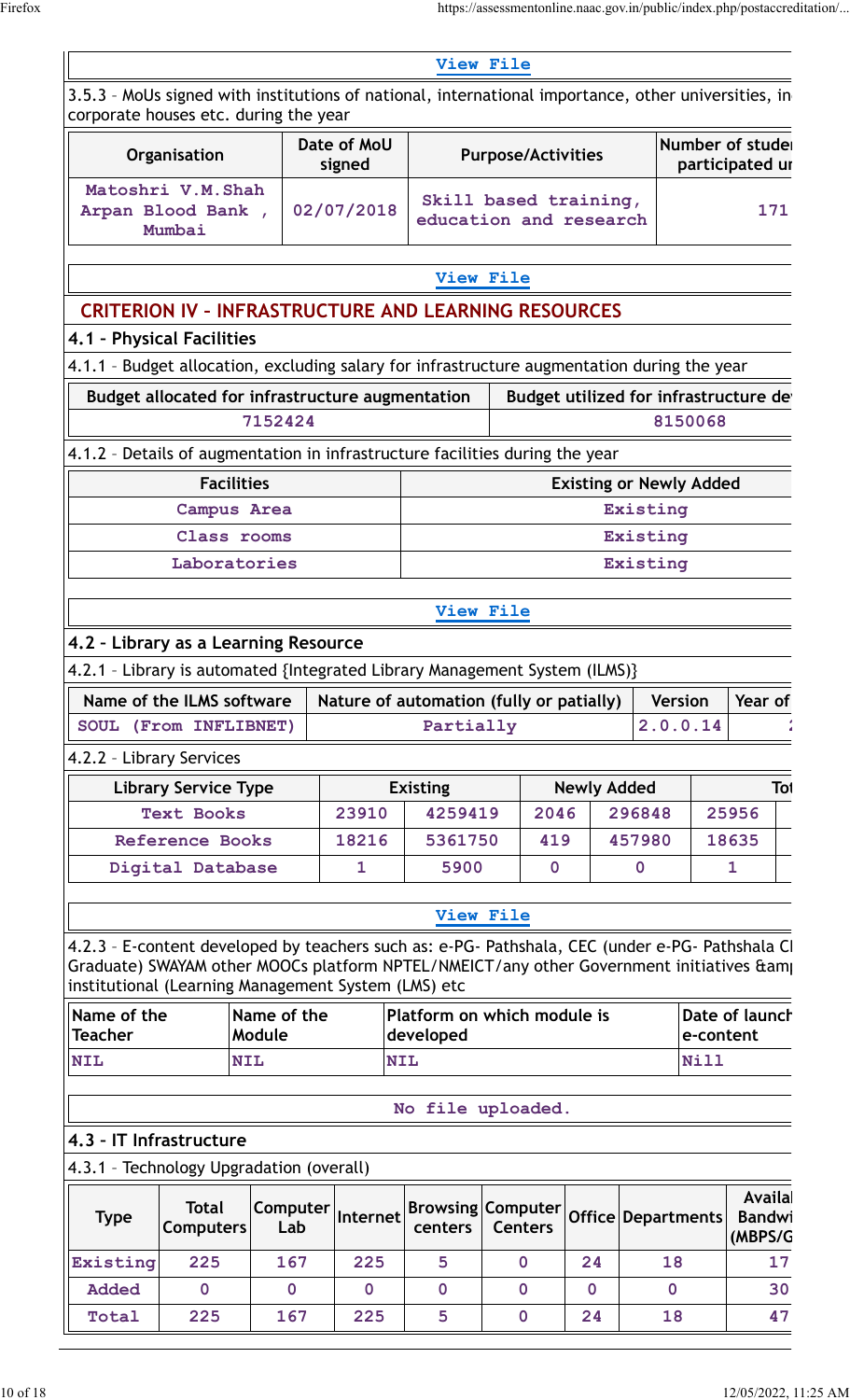View File

3.5.3 – MoUs signed with institutions of national, international importance, other universities, in corporate houses etc. during the year

| Organisation | Date of MoU signed | Purpose/Activities | Number of studen participated ur |
|---|---|---|---|
| Matoshri V.M.Shah Arpan Blood Bank , Mumbai | 02/07/2018 | Skill based training, education and research | 171 |

View File

## CRITERION IV – INFRASTRUCTURE AND LEARNING RESOURCES

### 4.1 – Physical Facilities

4.1.1 – Budget allocation, excluding salary for infrastructure augmentation during the year

| Budget allocated for infrastructure augmentation | Budget utilized for infrastructure de |
|---|---|
| 7152424 | 8150068 |

4.1.2 – Details of augmentation in infrastructure facilities during the year

| Facilities | Existing or Newly Added |
|---|---|
| Campus Area | Existing |
| Class rooms | Existing |
| Laboratories | Existing |

View File

### 4.2 – Library as a Learning Resource

4.2.1 – Library is automated {Integrated Library Management System (ILMS)}

| Name of the ILMS software | Nature of automation (fully or patially) | Version | Year of |
|---|---|---|---|
| SOUL (From INFLIBNET) | Partially | 2.0.0.14 | 2 |

4.2.2 – Library Services

| Library Service Type | Existing | | Newly Added | | Tot | |
|---|---|---|---|---|---|---|
| Text Books | 23910 | 4259419 | 2046 | 296848 | 25956 | |
| Reference Books | 18216 | 5361750 | 419 | 457980 | 18635 | |
| Digital Database | 1 | 5900 | 0 | 0 | 1 | |

View File

4.2.3 – E-content developed by teachers such as: e-PG- Pathshala, CEC (under e-PG- Pathshala CI Graduate) SWAYAM other MOOCs platform NPTEL/NMEICT/any other Government initiatives &am institutional (Learning Management System (LMS) etc

| Name of the Teacher | Name of the Module | Platform on which module is developed | Date of launch e-content |
|---|---|---|---|
| NIL | NIL | NIL | Nill |

No file uploaded.

### 4.3 – IT Infrastructure

4.3.1 – Technology Upgradation (overall)

| Type | Total Computers | Computer Lab | Internet | Browsing centers | Computer Centers | Office | Departments | Availal Bandwi (MBPS/G |
|---|---|---|---|---|---|---|---|---|
| Existing | 225 | 167 | 225 | 5 | 0 | 24 | 18 | 17 |
| Added | 0 | 0 | 0 | 0 | 0 | 0 | 0 | 30 |
| Total | 225 | 167 | 225 | 5 | 0 | 24 | 18 | 47 |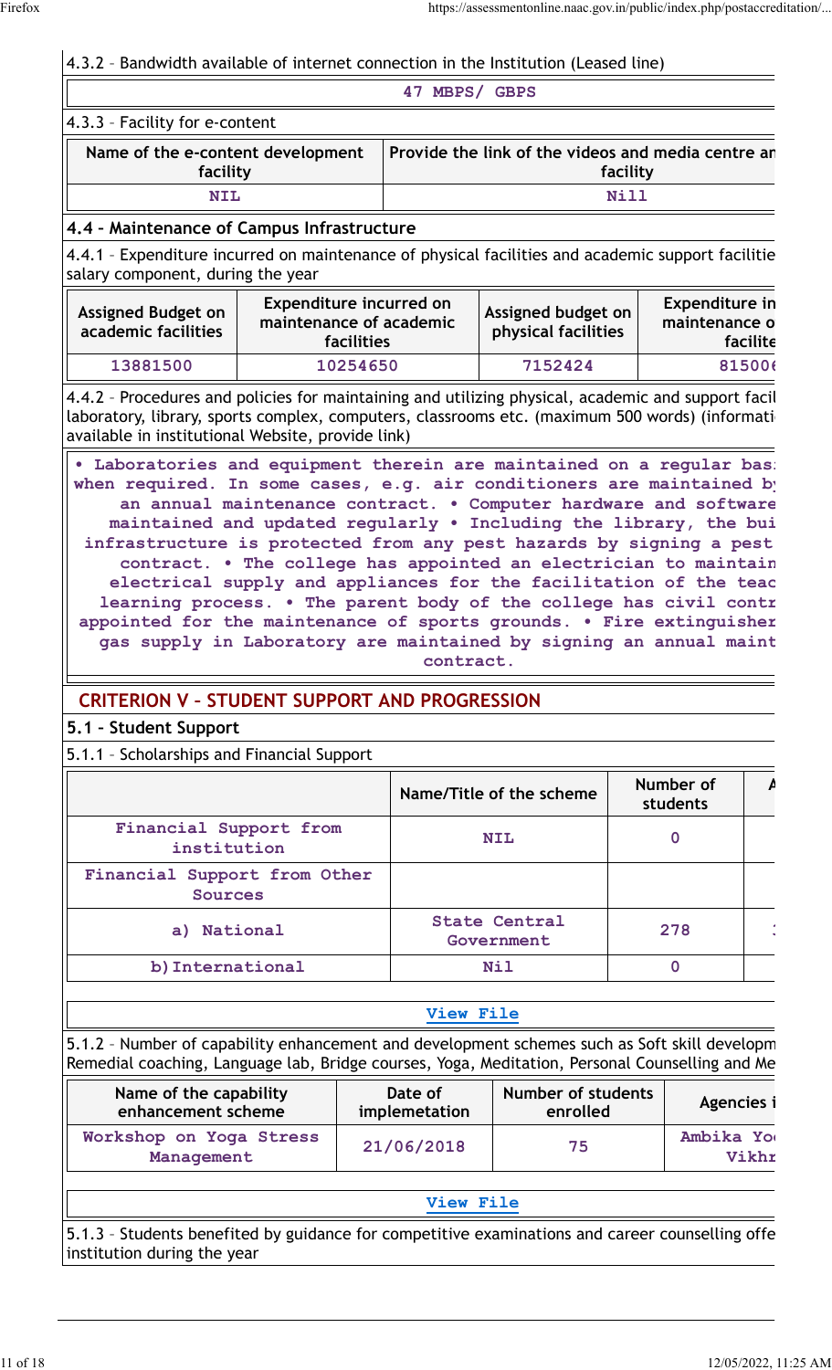4.3.2 – Bandwidth available of internet connection in the Institution (Leased line)

| 47 MBPS/ GBPS |
|---|

4.3.3 – Facility for e-content

| Name of the e-content development facility | Provide the link of the videos and media centre an facility |
|---|---|
| NIL | Nill |

### 4.4 – Maintenance of Campus Infrastructure

4.4.1 – Expenditure incurred on maintenance of physical facilities and academic support facilitie salary component, during the year

| Assigned Budget on academic facilities | Expenditure incurred on maintenance of academic facilities | Assigned budget on physical facilities | Expenditure in maintenance o facilite |
|---|---|---|---|
| 13881500 | 10254650 | 7152424 | 815006 |

4.4.2 – Procedures and policies for maintaining and utilizing physical, academic and support facil laboratory, library, sports complex, computers, classrooms etc. (maximum 500 words) (informati available in institutional Website, provide link)

• Laboratories and equipment therein are maintained on a regular basi when required. In some cases, e.g. air conditioners are maintained by an annual maintenance contract. • Computer hardware and software maintained and updated regularly • Including the library, the bui infrastructure is protected from any pest hazards by signing a pest contract. • The college has appointed an electrician to maintain electrical supply and appliances for the facilitation of the teac learning process. • The parent body of the college has civil contr appointed for the maintenance of sports grounds. • Fire extinguisher gas supply in Laboratory are maintained by signing an annual maint contract.

## CRITERION V – STUDENT SUPPORT AND PROGRESSION

### 5.1 – Student Support

5.1.1 – Scholarships and Financial Support

| | Name/Title of the scheme | Number of students | A |
|---|---|---|---|
| Financial Support from institution | NIL | 0 | |
| Financial Support from Other Sources | | | |
| a) National | State Central Government | 278 | |
| b) International | Nil | 0 | |

View File

5.1.2 – Number of capability enhancement and development schemes such as Soft skill developm Remedial coaching, Language lab, Bridge courses, Yoga, Meditation, Personal Counselling and Me

| Name of the capability enhancement scheme | Date of implementation | Number of students enrolled | Agencies i |
|---|---|---|---|
| Workshop on Yoga Stress Management | 21/06/2018 | 75 | Ambika Yo Vikhr |

View File

5.1.3 – Students benefited by guidance for competitive examinations and career counselling offe institution during the year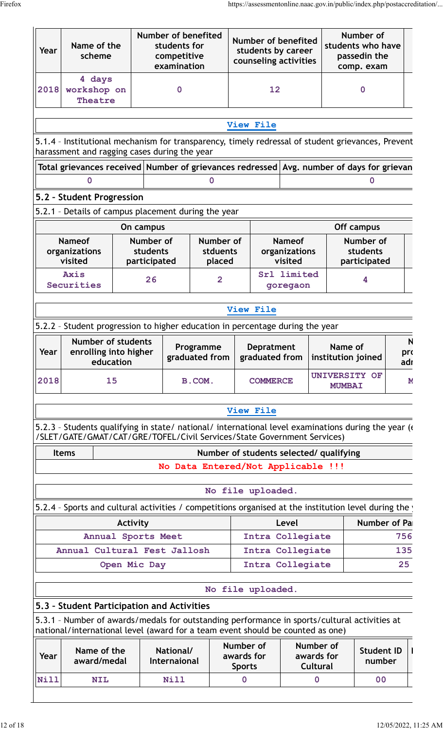| Year | Name of the scheme | Number of benefited students for competitive examination | Number of benefited students by career counseling activities | Number of students who have passedin the comp. exam |
|---|---|---|---|---|
| 2018 | 4 days workshop on Theatre | 0 | 12 | 0 |

View File

5.1.4 – Institutional mechanism for transparency, timely redressal of student grievances, Prevent harassment and ragging cases during the year

| Total grievances received | Number of grievances redressed | Avg. number of days for grievan |
|---|---|---|
| 0 | 0 | 0 |

## 5.2 – Student Progression

5.2.1 – Details of campus placement during the year

| On campus | | | Off campus | |
|---|---|---|---|---|
| Nameof organizations visited | Number of students participated | Number of stduents placed | Nameof organizations visited | Number of students participated |
| Axis Securities | 26 | 2 | Srl limited goregaon | 4 |

View File

5.2.2 – Student progression to higher education in percentage during the year

| Year | Number of students enrolling into higher education | Programme graduated from | Depratment graduated from | Name of institution joined | N pro adr |
|---|---|---|---|---|---|
| 2018 | 15 | B.COM. | COMMERCE | UNIVERSITY OF MUMBAI | M |

View File

5.2.3 – Students qualifying in state/ national/ international level examinations during the year (e /SLET/GATE/GMAT/CAT/GRE/TOFEL/Civil Services/State Government Services)

| Items | Number of students selected/ qualifying |
|---|---|
| No Data Entered/Not Applicable !!! | |

No file uploaded.

5.2.4 – Sports and cultural activities / competitions organised at the institution level during the y

| Activity | Level | Number of Pa |
|---|---|---|
| Annual Sports Meet | Intra Collegiate | 756 |
| Annual Cultural Fest Jallosh | Intra Collegiate | 135 |
| Open Mic Day | Intra Collegiate | 25 |

No file uploaded.

## 5.3 – Student Participation and Activities

5.3.1 – Number of awards/medals for outstanding performance in sports/cultural activities at national/international level (award for a team event should be counted as one)

| Year | Name of the award/medal | National/ Internaional | Number of awards for Sports | Number of awards for Cultural | Student ID number |
|---|---|---|---|---|---|
| Nill | NIL | Nill | 0 | 0 | 00 |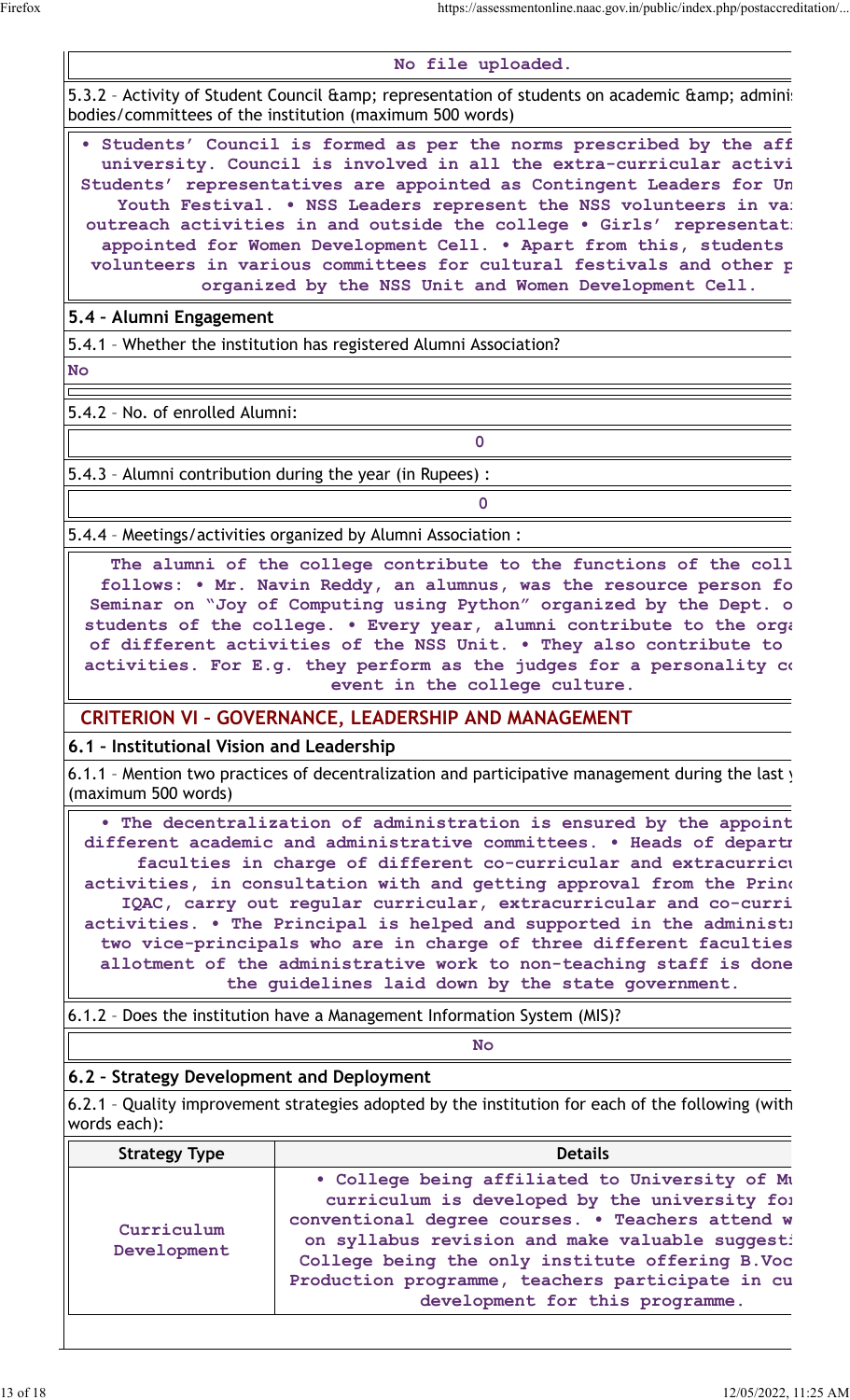No file uploaded.

5.3.2 – Activity of Student Council &amp; representation of students on academic &amp; admini bodies/committees of the institution (maximum 500 words)

• Students' Council is formed as per the norms prescribed by the aff university. Council is involved in all the extra-curricular activi Students' representatives are appointed as Contingent Leaders for Un Youth Festival. • NSS Leaders represent the NSS volunteers in va outreach activities in and outside the college • Girls' representat appointed for Women Development Cell. • Apart from this, students volunteers in various committees for cultural festivals and other p organized by the NSS Unit and Women Development Cell.

## 5.4 – Alumni Engagement

5.4.1 – Whether the institution has registered Alumni Association?

No

5.4.2 – No. of enrolled Alumni:

0

5.4.3 – Alumni contribution during the year (in Rupees) :

0

5.4.4 – Meetings/activities organized by Alumni Association :

The alumni of the college contribute to the functions of the coll follows: • Mr. Navin Reddy, an alumnus, was the resource person fo Seminar on "Joy of Computing using Python" organized by the Dept. o students of the college. • Every year, alumni contribute to the orga of different activities of the NSS Unit. • They also contribute to activities. For E.g. they perform as the judges for a personality co event in the college culture.

# CRITERION VI – GOVERNANCE, LEADERSHIP AND MANAGEMENT

## 6.1 – Institutional Vision and Leadership

6.1.1 – Mention two practices of decentralization and participative management during the last (maximum 500 words)

• The decentralization of administration is ensured by the appoint different academic and administrative committees. • Heads of departm faculties in charge of different co-curricular and extracurricu activities, in consultation with and getting approval from the Princ IQAC, carry out regular curricular, extracurricular and co-curri activities. • The Principal is helped and supported in the administr two vice-principals who are in charge of three different faculties allotment of the administrative work to non-teaching staff is done the guidelines laid down by the state government.

6.1.2 – Does the institution have a Management Information System (MIS)?

No

## 6.2 – Strategy Development and Deployment

6.2.1 – Quality improvement strategies adopted by the institution for each of the following (with words each):

| Strategy Type | Details |
|---|---|
| Curriculum Development | • College being affiliated to University of Mu curriculum is developed by the university for conventional degree courses. • Teachers attend w on syllabus revision and make valuable suggest College being the only institute offering B.Voc Production programme, teachers participate in cu development for this programme. |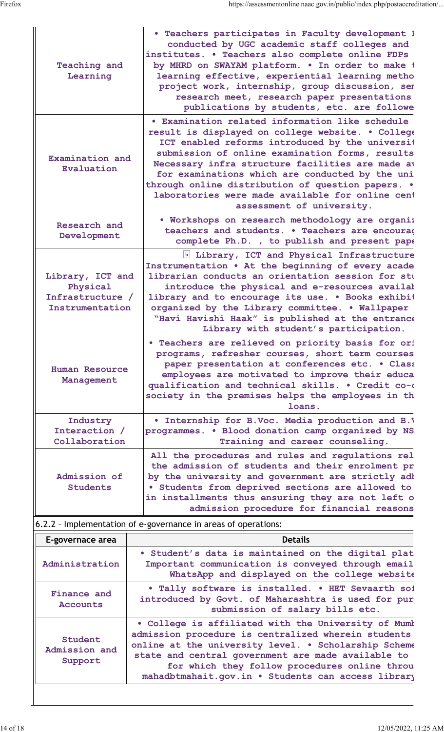| | |
|---|---|
| Teaching and Learning | • Teachers participates in Faculty development I conducted by UGC academic staff colleges and institutes. • Teachers also complete online FDPs by MHRD on SWAYAM platform. • In order to make t learning effective, experiential learning metho project work, internship, group discussion, ser research meet, research paper presentations publications by students, etc. are followe |
| Examination and Evaluation | • Examination related information like schedule result is displayed on college website. • College ICT enabled reforms introduced by the universit submission of online examination forms, results Necessary infra structure facilities are made av for examinations which are conducted by the uni through online distribution of question papers. • laboratories were made available for online cent assessment of university. |
| Research and Development | • Workshops on research methodology are organi teachers and students. • Teachers are encourag complete Ph.D. , to publish and present pape |
| Library, ICT and Physical Infrastructure / Instrumentation | Library, ICT and Physical Infrastructure Instrumentation • At the beginning of every acade librarian conducts an orientation session for stu introduce the physical and e-resources availab library and to encourage its use. • Books exhibit organized by the Library committee. • Wallpaper "Havi Havishi Haak" is published at the entrance Library with student's participation. |
| Human Resource Management | • Teachers are relieved on priority basis for ori programs, refresher courses, short term courses paper presentation at conferences etc. • Class employees are motivated to improve their educa qualification and technical skills. • Credit co-o society in the premises helps the employees in th loans. |
| Industry Interaction / Collaboration | • Internship for B.Voc. Media production and B.V programmes. • Blood donation camp organized by NS Training and career counseling. |
| Admission of Students | All the procedures and rules and regulations rel the admission of students and their enrolment pr by the university and government are strictly adh • Students from deprived sections are allowed to in installments thus ensuring they are not left o admission procedure for financial reasons |

6.2.2 – Implementation of e-governance in areas of operations:

| E-governace area | Details |
|---|---|
| Administration | • Student's data is maintained on the digital plat Important communication is conveyed through email WhatsApp and displayed on the college website |
| Finance and Accounts | • Tally software is installed. • HET Sevaarth sof introduced by Govt. of Maharashtra is used for pur submission of salary bills etc. |
| Student Admission and Support | • College is affiliated with the University of Mumb admission procedure is centralized wherein students online at the university level. • Scholarship Scheme state and central government are made available to for which they follow procedures online throu mahadbtmahait.gov.in • Students can access library |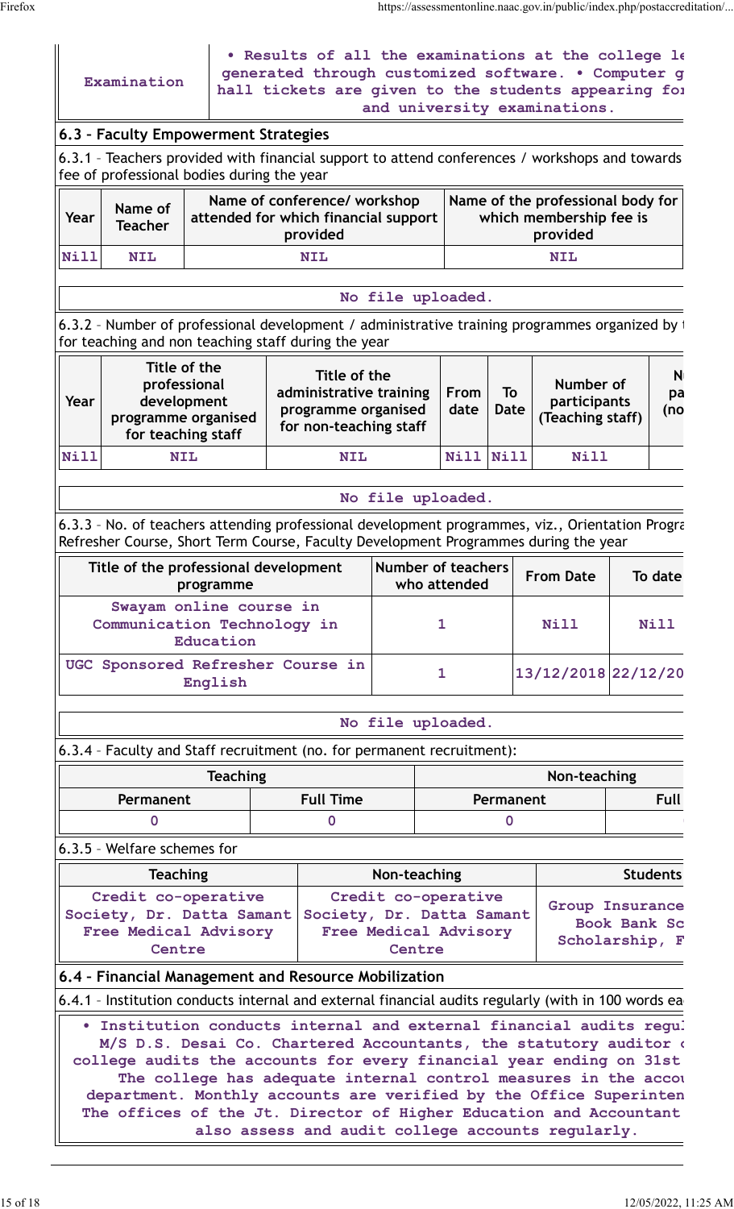| Examination | • Results of all the examinations at the college le generated through customized software. • Computer g hall tickets are given to the students appearing for and university examinations. |
|---|---|

### 6.3 – Faculty Empowerment Strategies

6.3.1 – Teachers provided with financial support to attend conferences / workshops and towards fee of professional bodies during the year

| Year | Name of Teacher | Name of conference/ workshop attended for which financial support provided | Name of the professional body for which membership fee is provided |
|---|---|---|---|
| Nill | NIL | NIL | NIL |

No file uploaded.

6.3.2 – Number of professional development / administrative training programmes organized by for teaching and non teaching staff during the year

| Year | Title of the professional development programme organised for teaching staff | Title of the administrative training programme organised for non-teaching staff | From date | To Date | Number of participants (Teaching staff) | N pa (no |
|---|---|---|---|---|---|---|
| Nill | NIL | NIL | Nill | Nill | Nill | |

No file uploaded.

6.3.3 – No. of teachers attending professional development programmes, viz., Orientation Progra Refresher Course, Short Term Course, Faculty Development Programmes during the year

| Title of the professional development programme | Number of teachers who attended | From Date | To date |
|---|---|---|---|
| Swayam online course in Communication Technology in Education | 1 | Nill | Nill |
| UGC Sponsored Refresher Course in English | 1 | 13/12/2018 | 22/12/20 |

No file uploaded.

6.3.4 – Faculty and Staff recruitment (no. for permanent recruitment):

| Teaching | | Non-teaching | |
|---|---|---|---|
| Permanent | Full Time | Permanent | Full |
| 0 | 0 | 0 | |

6.3.5 – Welfare schemes for

| Teaching | Non-teaching | Students |
|---|---|---|
| Credit co-operative Society, Dr. Datta Samant Free Medical Advisory Centre | Credit co-operative Society, Dr. Datta Samant Free Medical Advisory Centre | Group Insurance Book Bank Sc Scholarship, F |

### 6.4 – Financial Management and Resource Mobilization

6.4.1 – Institution conducts internal and external financial audits regularly (with in 100 words ea

| • Institution conducts internal and external financial audits regul M/S D.S. Desai Co. Chartered Accountants, the statutory auditor o college audits the accounts for every financial year ending on 31st The college has adequate internal control measures in the accou department. Monthly accounts are verified by the Office Superinten The offices of the Jt. Director of Higher Education and Accountant also assess and audit college accounts regularly. |
|---|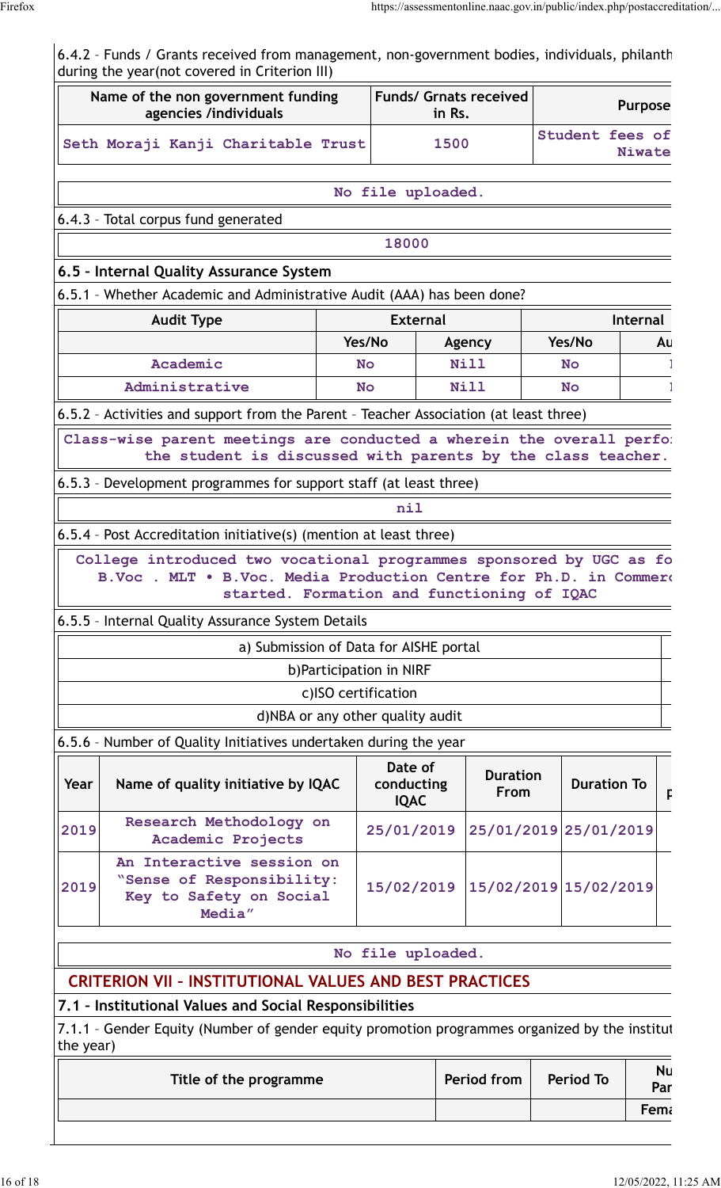6.4.2 – Funds / Grants received from management, non-government bodies, individuals, philanth during the year(not covered in Criterion III)

| Name of the non government funding agencies /individuals | Funds/ Grnats received in Rs. | Purpose |
|---|---|---|
| Seth Moraji Kanji Charitable Trust | 1500 | Student fees of Niwate |

No file uploaded.

6.4.3 – Total corpus fund generated

18000

### 6.5 – Internal Quality Assurance System

6.5.1 – Whether Academic and Administrative Audit (AAA) has been done?

| Audit Type | External | | Internal | |
|---|---|---|---|---|
| | Yes/No | Agency | Yes/No | Au |
| Academic | No | Nill | No | |
| Administrative | No | Nill | No | |

6.5.2 – Activities and support from the Parent – Teacher Association (at least three)

Class-wise parent meetings are conducted a wherein the overall perfo the student is discussed with parents by the class teacher.

6.5.3 – Development programmes for support staff (at least three)

nil

6.5.4 – Post Accreditation initiative(s) (mention at least three)

College introduced two vocational programmes sponsored by UGC as fo B.Voc . MLT • B.Voc. Media Production Centre for Ph.D. in Commer started. Formation and functioning of IQAC

6.5.5 – Internal Quality Assurance System Details

| | |
|---|---|
| a) Submission of Data for AISHE portal | |
| b)Participation in NIRF | |
| c)ISO certification | |
| d)NBA or any other quality audit | |

6.5.6 – Number of Quality Initiatives undertaken during the year

| Year | Name of quality initiative by IQAC | Date of conducting IQAC | Duration From | Duration To | P |
|---|---|---|---|---|---|
| 2019 | Research Methodology on Academic Projects | 25/01/2019 | 25/01/2019 | 25/01/2019 | |
| 2019 | An Interactive session on "Sense of Responsibility: Key to Safety on Social Media" | 15/02/2019 | 15/02/2019 | 15/02/2019 | |

No file uploaded.

## CRITERION VII – INSTITUTIONAL VALUES AND BEST PRACTICES

### 7.1 – Institutional Values and Social Responsibilities

7.1.1 – Gender Equity (Number of gender equity promotion programmes organized by the institut the year)

| Title of the programme | Period from | Period To | Nu Par |
|---|---|---|---|
| | | | Fema |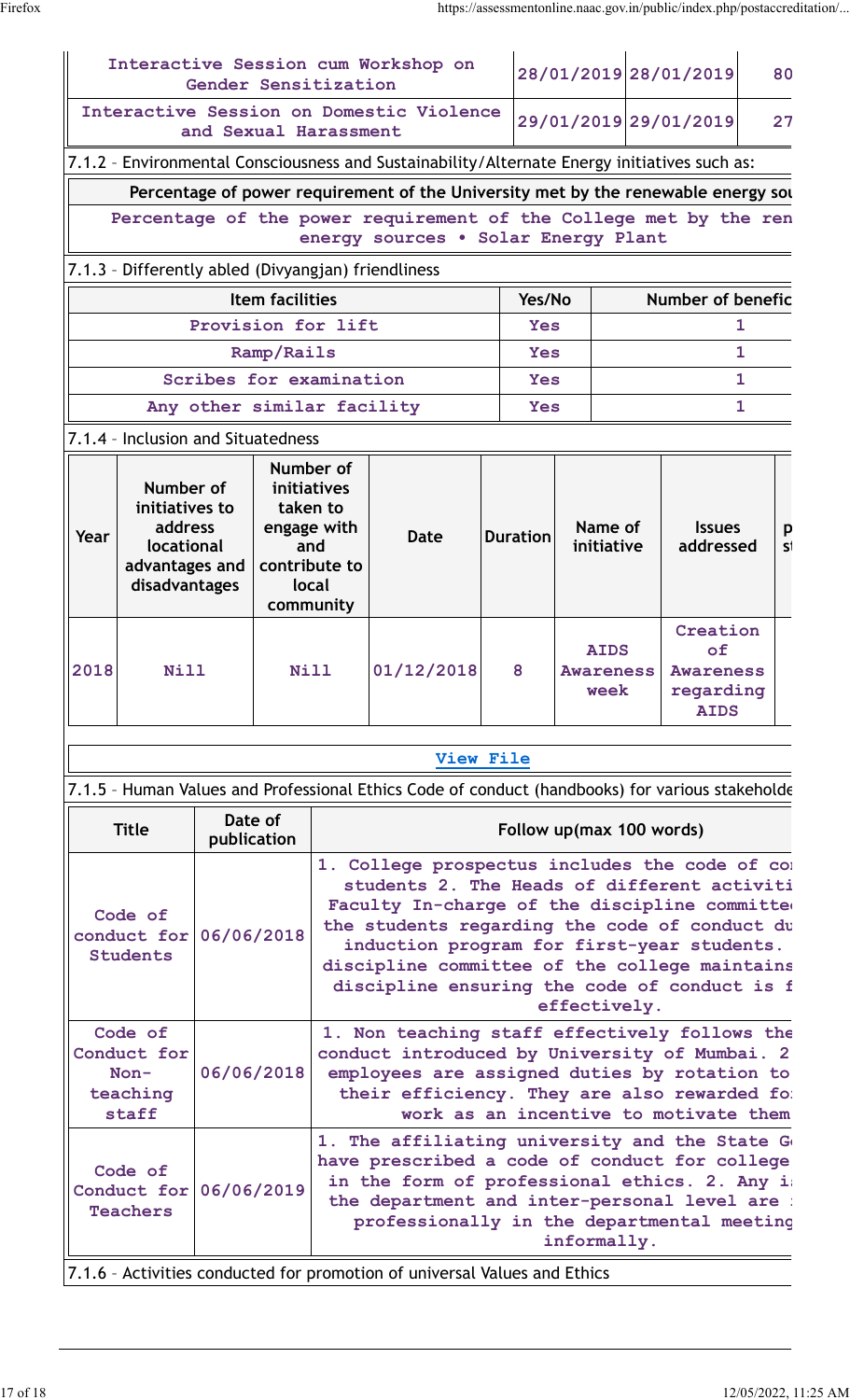| Interactive Session cum Workshop on Gender Sensitization | 28/01/2019 | 28/01/2019 | 80 |
|---|---|---|---|
| Interactive Session on Domestic Violence and Sexual Harassment | 29/01/2019 | 29/01/2019 | 27 |

7.1.2 – Environmental Consciousness and Sustainability/Alternate Energy initiatives such as:

| Percentage of power requirement of the University met by the renewable energy sou |
|---|
| Percentage of the power requirement of the College met by the ren energy sources • Solar Energy Plant |

7.1.3 – Differently abled (Divyangjan) friendliness

| Item facilities | Yes/No | Number of benefic |
|---|---|---|
| Provision for lift | Yes | 1 |
| Ramp/Rails | Yes | 1 |
| Scribes for examination | Yes | 1 |
| Any other similar facility | Yes | 1 |

7.1.4 – Inclusion and Situatedness

| Year | Number of initiatives to address locational advantages and disadvantages | Number of initiatives taken to engage with and contribute to local community | Date | Duration | Name of initiative | Issues addressed | p st |
|---|---|---|---|---|---|---|---|
| 2018 | Nill | Nill | 01/12/2018 | 8 | AIDS Awareness week | Creation of Awareness regarding AIDS | |

View File

7.1.5 – Human Values and Professional Ethics Code of conduct (handbooks) for various stakeholde

| Title | Date of publication | Follow up(max 100 words) |
|---|---|---|
| Code of conduct for Students | 06/06/2018 | 1. College prospectus includes the code of co students 2. The Heads of different activiti Faculty In-charge of the discipline committe the students regarding the code of conduct du induction program for first-year students. discipline committee of the college maintains discipline ensuring the code of conduct is f effectively. |
| Code of Conduct for Non-teaching staff | 06/06/2018 | 1. Non teaching staff effectively follows the conduct introduced by University of Mumbai. 2 employees are assigned duties by rotation to their efficiency. They are also rewarded fo work as an incentive to motivate them |
| Code of Conduct for Teachers | 06/06/2019 | 1. The affiliating university and the State G have prescribed a code of conduct for college in the form of professional ethics. 2. Any i the department and inter-personal level are professionally in the departmental meeting informally. |

7.1.6 – Activities conducted for promotion of universal Values and Ethics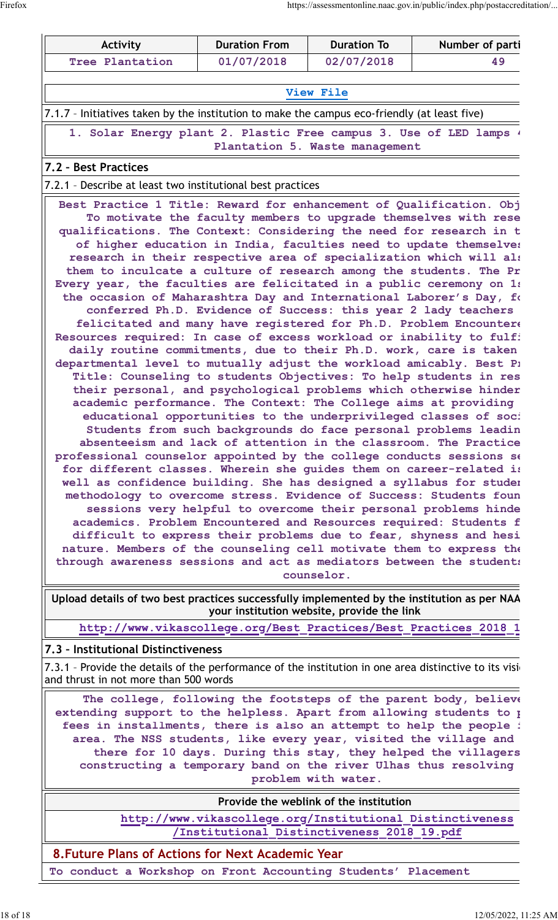| Activity | Duration From | Duration To | Number of parti |
|---|---|---|---|
| Tree Plantation | 01/07/2018 | 02/07/2018 | 49 |

View File

7.1.7 – Initiatives taken by the institution to make the campus eco-friendly (at least five)

1. Solar Energy plant 2. Plastic Free campus 3. Use of LED lamps 4 Plantation 5. Waste management

## 7.2 – Best Practices

7.2.1 – Describe at least two institutional best practices

Best Practice 1 Title: Reward for enhancement of Qualification. Obj To motivate the faculty members to upgrade themselves with rese qualifications. The Context: Considering the need for research in t of higher education in India, faculties need to update themselves research in their respective area of specialization which will als them to inculcate a culture of research among the students. The Pr Every year, the faculties are felicitated in a public ceremony on 1s the occasion of Maharashtra Day and International Laborer's Day, fo conferred Ph.D. Evidence of Success: this year 2 lady teachers felicitated and many have registered for Ph.D. Problem Encountere Resources required: In case of excess workload or inability to fulfi daily routine commitments, due to their Ph.D. work, care is taken departmental level to mutually adjust the workload amicably. Best Pr Title: Counseling to students Objectives: To help students in res their personal, and psychological problems which otherwise hinder academic performance. The Context: The College aims at providing educational opportunities to the underprivileged classes of soci Students from such backgrounds do face personal problems leadin absenteeism and lack of attention in the classroom. The Practice professional counselor appointed by the college conducts sessions se for different classes. Wherein she guides them on career-related is well as confidence building. She has designed a syllabus for studen methodology to overcome stress. Evidence of Success: Students foun sessions very helpful to overcome their personal problems hinde academics. Problem Encountered and Resources required: Students f difficult to express their problems due to fear, shyness and hesi nature. Members of the counseling cell motivate them to express the through awareness sessions and act as mediators between the students counselor.

Upload details of two best practices successfully implemented by the institution as per NAA your institution website, provide the link

http://www.vikascollege.org/Best_Practices/Best_Practices_2018_1

## 7.3 – Institutional Distinctiveness

7.3.1 – Provide the details of the performance of the institution in one area distinctive to its visi and thrust in not more than 500 words

The college, following the footsteps of the parent body, believe extending support to the helpless. Apart from allowing students to p fees in installments, there is also an attempt to help the people i area. The NSS students, like every year, visited the village and there for 10 days. During this stay, they helped the villagers constructing a temporary band on the river Ulhas thus resolving problem with water.

Provide the weblink of the institution

http://www.vikascollege.org/Institutional_Distinctiveness/Institutional_Distinctiveness_2018_19.pdf

## 8.Future Plans of Actions for Next Academic Year

To conduct a Workshop on Front Accounting Students' Placement